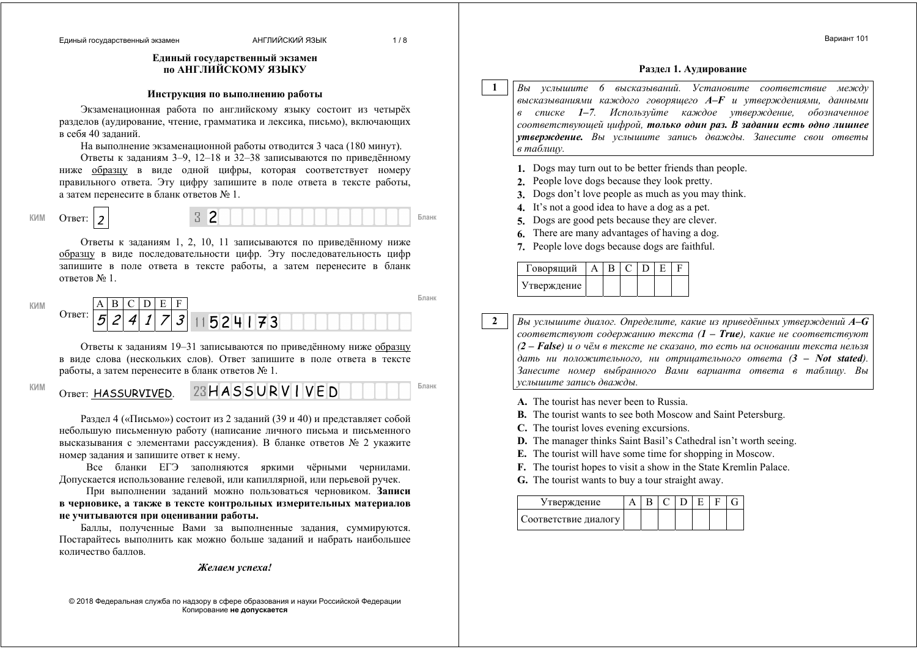# Единый государственный экзамен по АНГЛИЙСКОМУ ЯЗЫКУ

## Инструкция по выполнению работы

Экзаменационная работа по английскому языку состоит из четырёх разделов (аудирование, чтение, грамматика и лексика, письмо), включающих в себя 40 заданий.

На выполнение экзаменационной работы отводится 3 часа (180 минут).

Ответы к заданиям 3–9, 12–18 и 32–38 записываются по приведённому ниже образцу в виде одной цифры, которая соответствует номеру правильного ответа. Эту цифру запишите в поле ответа в тексте работы, а затем перенесите в бланк ответов № 1.

КИМ Ответ: 2 | Бланк: 3 2

Ответы к заданиям 1, 2, 10, 11 записываются по приведённому ниже образцу в виде последовательности цифр. Эту последовательность цифр запишите в поле ответа в тексте работы, а затем перенесите в бланк ответов № 1.

КИМ Ответ:

| A | B | C | D | E | F |
|---|---|---|---|---|---|
| 5 | 2 | 4 | 1 | 7 | 3 |

Бланк: 11 524173

Ответы к заданиям 19–31 записываются по приведённому ниже образцу в виде слова (нескольких слов). Ответ запишите в поле ответа в тексте работы, а затем перенесите в бланк ответов № 1.

КИМ Ответ: HASSURVIVED. | Бланк: 23 HASSURVIVED

Раздел 4 («Письмо») состоит из 2 заданий (39 и 40) и представляет собой небольшую письменную работу (написание личного письма и письменного высказывания с элементами рассуждения). В бланке ответов № 2 укажите номер задания и запишите ответ к нему.

Все бланки ЕГЭ заполняются яркими чёрными чернилами. Допускается использование гелевой, или капиллярной, или перьевой ручек.

При выполнении заданий можно пользоваться черновиком. **Записи в черновике, а также в тексте контрольных измерительных материалов не учитываются при оценивании работы.**

Баллы, полученные Вами за выполненные задания, суммируются. Постарайтесь выполнить как можно больше заданий и набрать наибольшее количество баллов.

***Желаем успеха!***

© 2018 Федеральная служба по надзору в сфере образования и науки Российской Федерации
Копирование **не допускается**

Вариант 101

## Раздел 1. Аудирование

**1** *Вы услышите 6 высказываний. Установите соответствие между высказываниями каждого говорящего **A–F** и утверждениями, данными в списке **1–7**. Используйте каждое утверждение, обозначенное соответствующей цифрой, **только один раз. В задании есть одно лишнее утверждение.** Вы услышите запись дважды. Занесите свои ответы в таблицу.*

1. Dogs may turn out to be better friends than people.
2. People love dogs because they look pretty.
3. Dogs don't love people as much as you may think.
4. It's not a good idea to have a dog as a pet.
5. Dogs are good pets because they are clever.
6. There are many advantages of having a dog.
7. People love dogs because dogs are faithful.

| Говорящий | A | B | C | D | E | F |
|---|---|---|---|---|---|---|
| Утверждение | | | | | | |

**2** *Вы услышите диалог. Определите, какие из приведённых утверждений **A–G** соответствуют содержанию текста (**1 – True**), какие не соответствуют (**2 – False**) и о чём в тексте не сказано, то есть на основании текста нельзя дать ни положительного, ни отрицательного ответа (**3 – Not stated**). Занесите номер выбранного Вами варианта ответа в таблицу. Вы услышите запись дважды.*

**A.** The tourist has never been to Russia.
**B.** The tourist wants to see both Moscow and Saint Petersburg.
**C.** The tourist loves evening excursions.
**D.** The manager thinks Saint Basil's Cathedral isn't worth seeing.
**E.** The tourist will have some time for shopping in Moscow.
**F.** The tourist hopes to visit a show in the State Kremlin Palace.
**G.** The tourist wants to buy a tour straight away.

| Утверждение | A | B | C | D | E | F | G |
|---|---|---|---|---|---|---|---|
| Соответствие диалогу | | | | | | | |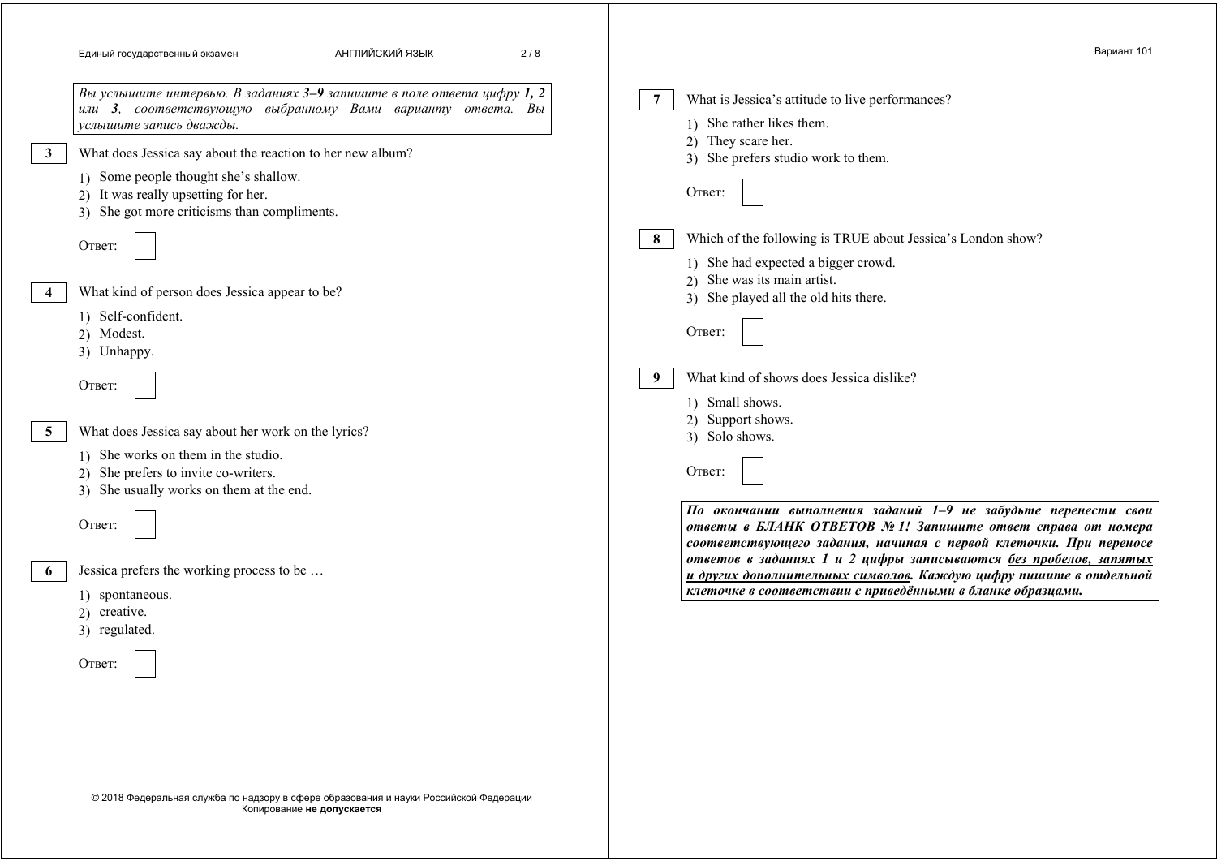*Вы услышите интервью. В заданиях **3–9** запишите в поле ответа цифру **1**, **2** или **3**, соответствующую выбранному Вами варианту ответа. Вы услышите запись дважды.*

**3** What does Jessica say about the reaction to her new album?

1) Some people thought she's shallow.
2) It was really upsetting for her.
3) She got more criticisms than compliments.

Ответ:

**4** What kind of person does Jessica appear to be?

1) Self-confident.
2) Modest.
3) Unhappy.

Ответ:

**5** What does Jessica say about her work on the lyrics?

1) She works on them in the studio.
2) She prefers to invite co-writers.
3) She usually works on them at the end.

Ответ:

**6** Jessica prefers the working process to be …

1) spontaneous.
2) creative.
3) regulated.

Ответ:

**7** What is Jessica's attitude to live performances?

1) She rather likes them.
2) They scare her.
3) She prefers studio work to them.

Ответ:

**8** Which of the following is TRUE about Jessica's London show?

1) She had expected a bigger crowd.
2) She was its main artist.
3) She played all the old hits there.

Ответ:

**9** What kind of shows does Jessica dislike?

1) Small shows.
2) Support shows.
3) Solo shows.

Ответ:

***По окончании выполнения заданий 1–9 не забудьте перенести свои ответы в БЛАНК ОТВЕТОВ № 1! Запишите ответ справа от номера соответствующего задания, начиная с первой клеточки. При переносе ответов в заданиях 1 и 2 цифры записываются <u>без пробелов, запятых и других дополнительных символов</u>. Каждую цифру пишите в отдельной клеточке в соответствии с приведёнными в бланке образцами.***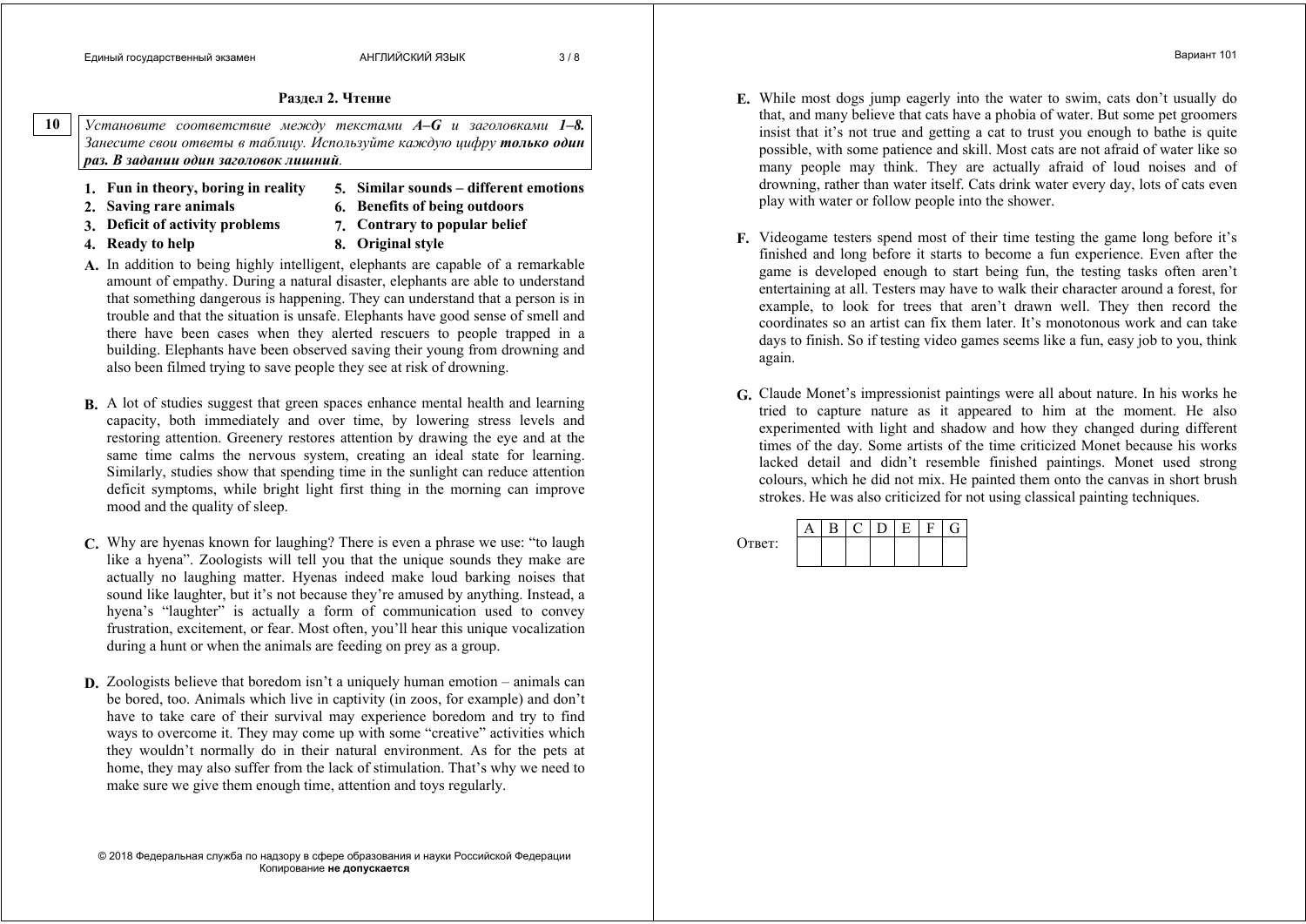## Раздел 2. Чтение

**10**

*Установите соответствие между текстами* ***A–G*** *и заголовками* ***1–8.*** *Занесите свои ответы в таблицу. Используйте каждую цифру* ***только один раз. В задании один заголовок лишний.***

1. **Fun in theory, boring in reality**
2. **Saving rare animals**
3. **Deficit of activity problems**
4. **Ready to help**
5. **Similar sounds – different emotions**
6. **Benefits of being outdoors**
7. **Contrary to popular belief**
8. **Original style**

**A.** In addition to being highly intelligent, elephants are capable of a remarkable amount of empathy. During a natural disaster, elephants are able to understand that something dangerous is happening. They can understand that a person is in trouble and that the situation is unsafe. Elephants have good sense of smell and there have been cases when they alerted rescuers to people trapped in a building. Elephants have been observed saving their young from drowning and also been filmed trying to save people they see at risk of drowning.

**B.** A lot of studies suggest that green spaces enhance mental health and learning capacity, both immediately and over time, by lowering stress levels and restoring attention. Greenery restores attention by drawing the eye and at the same time calms the nervous system, creating an ideal state for learning. Similarly, studies show that spending time in the sunlight can reduce attention deficit symptoms, while bright light first thing in the morning can improve mood and the quality of sleep.

**C.** Why are hyenas known for laughing? There is even a phrase we use: "to laugh like a hyena". Zoologists will tell you that the unique sounds they make are actually no laughing matter. Hyenas indeed make loud barking noises that sound like laughter, but it's not because they're amused by anything. Instead, a hyena's "laughter" is actually a form of communication used to convey frustration, excitement, or fear. Most often, you'll hear this unique vocalization during a hunt or when the animals are feeding on prey as a group.

**D.** Zoologists believe that boredom isn't a uniquely human emotion – animals can be bored, too. Animals which live in captivity (in zoos, for example) and don't have to take care of their survival may experience boredom and try to find ways to overcome it. They may come up with some "creative" activities which they wouldn't normally do in their natural environment. As for the pets at home, they may also suffer from the lack of stimulation. That's why we need to make sure we give them enough time, attention and toys regularly.

**E.** While most dogs jump eagerly into the water to swim, cats don't usually do that, and many believe that cats have a phobia of water. But some pet groomers insist that it's not true and getting a cat to trust you enough to bathe is quite possible, with some patience and skill. Most cats are not afraid of water like so many people may think. They are actually afraid of loud noises and of drowning, rather than water itself. Cats drink water every day, lots of cats even play with water or follow people into the shower.

**F.** Videogame testers spend most of their time testing the game long before it's finished and long before it starts to become a fun experience. Even after the game is developed enough to start being fun, the testing tasks often aren't entertaining at all. Testers may have to walk their character around a forest, for example, to look for trees that aren't drawn well. They then record the coordinates so an artist can fix them later. It's monotonous work and can take days to finish. So if testing video games seems like a fun, easy job to you, think again.

**G.** Claude Monet's impressionist paintings were all about nature. In his works he tried to capture nature as it appeared to him at the moment. He also experimented with light and shadow and how they changed during different times of the day. Some artists of the time criticized Monet because his works lacked detail and didn't resemble finished paintings. Monet used strong colours, which he did not mix. He painted them onto the canvas in short brush strokes. He was also criticized for not using classical painting techniques.

Ответ:

| A | B | C | D | E | F | G |
|---|---|---|---|---|---|---|
|   |   |   |   |   |   |   |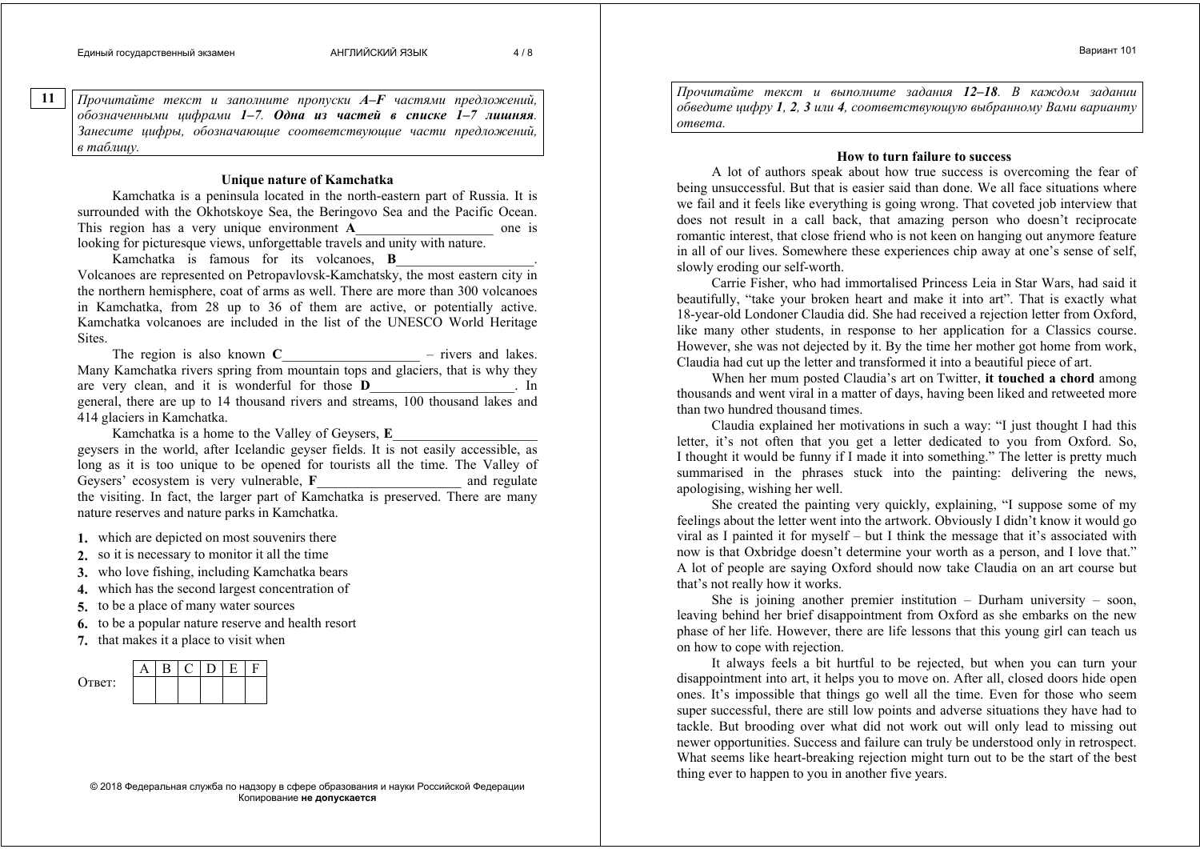**11**

*Прочитайте текст и заполните пропуски A–F частями предложений, обозначенными цифрами 1–7. **Одна из частей в списке 1–7 лишняя**. Занесите цифры, обозначающие соответствующие части предложений, в таблицу.*

### Unique nature of Kamchatka

Kamchatka is a peninsula located in the north-eastern part of Russia. It is surrounded with the Okhotskoye Sea, the Beringovo Sea and the Pacific Ocean. This region has a very unique environment **A**____________________ one is looking for picturesque views, unforgettable travels and unity with nature.

Kamchatka is famous for its volcanoes, **B**____________________. Volcanoes are represented on Petropavlovsk-Kamchatsky, the most eastern city in the northern hemisphere, coat of arms as well. There are more than 300 volcanoes in Kamchatka, from 28 up to 36 of them are active, or potentially active. Kamchatka volcanoes are included in the list of the UNESCO World Heritage Sites.

The region is also known **C**____________________ – rivers and lakes. Many Kamchatka rivers spring from mountain tops and glaciers, that is why they are very clean, and it is wonderful for those **D**_____________________. In general, there are up to 14 thousand rivers and streams, 100 thousand lakes and 414 glaciers in Kamchatka.

Kamchatka is a home to the Valley of Geysers, **E**_____________________ geysers in the world, after Icelandic geyser fields. It is not easily accessible, as long as it is too unique to be opened for tourists all the time. The Valley of Geysers' ecosystem is very vulnerable, **F**_____________________ and regulate the visiting. In fact, the larger part of Kamchatka is preserved. There are many nature reserves and nature parks in Kamchatka.

1. which are depicted on most souvenirs there
2. so it is necessary to monitor it all the time
3. who love fishing, including Kamchatka bears
4. which has the second largest concentration of
5. to be a place of many water sources
6. to be a popular nature reserve and health resort
7. that makes it a place to visit when

Ответ:

| A | B | C | D | E | F |
|---|---|---|---|---|---|
| | | | | | |

*Прочитайте текст и выполните задания **12–18**. В каждом задании обведите цифру **1**, **2**, **3** или **4**, соответствующую выбранному Вами варианту ответа.*

### How to turn failure to success

A lot of authors speak about how true success is overcoming the fear of being unsuccessful. But that is easier said than done. We all face situations where we fail and it feels like everything is going wrong. That coveted job interview that does not result in a call back, that amazing person who doesn't reciprocate romantic interest, that close friend who is not keen on hanging out anymore feature in all of our lives. Somewhere these experiences chip away at one's sense of self, slowly eroding our self-worth.

Carrie Fisher, who had immortalised Princess Leia in Star Wars, had said it beautifully, "take your broken heart and make it into art". That is exactly what 18-year-old Londoner Claudia did. She had received a rejection letter from Oxford, like many other students, in response to her application for a Classics course. However, she was not dejected by it. By the time her mother got home from work, Claudia had cut up the letter and transformed it into a beautiful piece of art.

When her mum posted Claudia's art on Twitter, **it touched a chord** among thousands and went viral in a matter of days, having been liked and retweeted more than two hundred thousand times.

Claudia explained her motivations in such a way: "I just thought I had this letter, it's not often that you get a letter dedicated to you from Oxford. So, I thought it would be funny if I made it into something." The letter is pretty much summarised in the phrases stuck into the painting: delivering the news, apologising, wishing her well.

She created the painting very quickly, explaining, "I suppose some of my feelings about the letter went into the artwork. Obviously I didn't know it would go viral as I painted it for myself – but I think the message that it's associated with now is that Oxbridge doesn't determine your worth as a person, and I love that." A lot of people are saying Oxford should now take Claudia on an art course but that's not really how it works.

She is joining another premier institution – Durham university – soon, leaving behind her brief disappointment from Oxford as she embarks on the new phase of her life. However, there are life lessons that this young girl can teach us on how to cope with rejection.

It always feels a bit hurtful to be rejected, but when you can turn your disappointment into art, it helps you to move on. After all, closed doors hide open ones. It's impossible that things go well all the time. Even for those who seem super successful, there are still low points and adverse situations they have had to tackle. But brooding over what did not work out will only lead to missing out newer opportunities. Success and failure can truly be understood only in retrospect. What seems like heart-breaking rejection might turn out to be the start of the best thing ever to happen to you in another five years.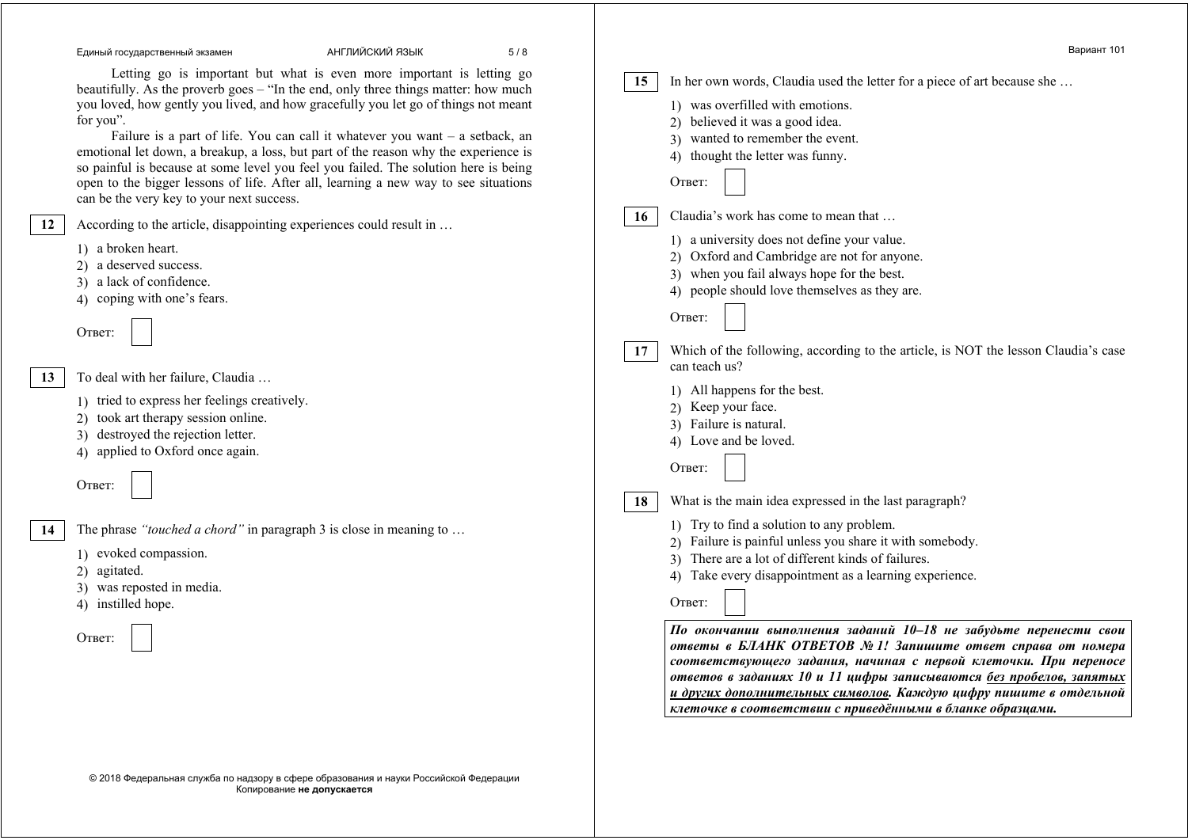Letting go is important but what is even more important is letting go beautifully. As the proverb goes – "In the end, only three things matter: how much you loved, how gently you lived, and how gracefully you let go of things not meant for you".

Failure is a part of life. You can call it whatever you want – a setback, an emotional let down, a breakup, a loss, but part of the reason why the experience is so painful is because at some level you feel you failed. The solution here is being open to the bigger lessons of life. After all, learning a new way to see situations can be the very key to your next success.

**12** According to the article, disappointing experiences could result in …

1) a broken heart.
2) a deserved success.
3) a lack of confidence.
4) coping with one's fears.

Ответ: ☐

**13** To deal with her failure, Claudia …

1) tried to express her feelings creatively.
2) took art therapy session online.
3) destroyed the rejection letter.
4) applied to Oxford once again.

Ответ: ☐

**14** The phrase *"touched a chord"* in paragraph 3 is close in meaning to …

1) evoked compassion.
2) agitated.
3) was reposted in media.
4) instilled hope.

Ответ: ☐

**15** In her own words, Claudia used the letter for a piece of art because she …

1) was overfilled with emotions.
2) believed it was a good idea.
3) wanted to remember the event.
4) thought the letter was funny.

Ответ: ☐

**16** Claudia's work has come to mean that …

1) a university does not define your value.
2) Oxford and Cambridge are not for anyone.
3) when you fail always hope for the best.
4) people should love themselves as they are.

Ответ: ☐

**17** Which of the following, according to the article, is NOT the lesson Claudia's case can teach us?

1) All happens for the best.
2) Keep your face.
3) Failure is natural.
4) Love and be loved.

Ответ: ☐

**18** What is the main idea expressed in the last paragraph?

1) Try to find a solution to any problem.
2) Failure is painful unless you share it with somebody.
3) There are a lot of different kinds of failures.
4) Take every disappointment as a learning experience.

Ответ: ☐

***По окончании выполнения заданий 10–18 не забудьте перенести свои ответы в БЛАНК ОТВЕТОВ № 1! Запишите ответ справа от номера соответствующего задания, начиная с первой клеточки. При переносе ответов в заданиях 10 и 11 цифры записываются <u>без пробелов, запятых и других дополнительных символов</u>. Каждую цифру пишите в отдельной клеточке в соответствии с приведёнными в бланке образцами.***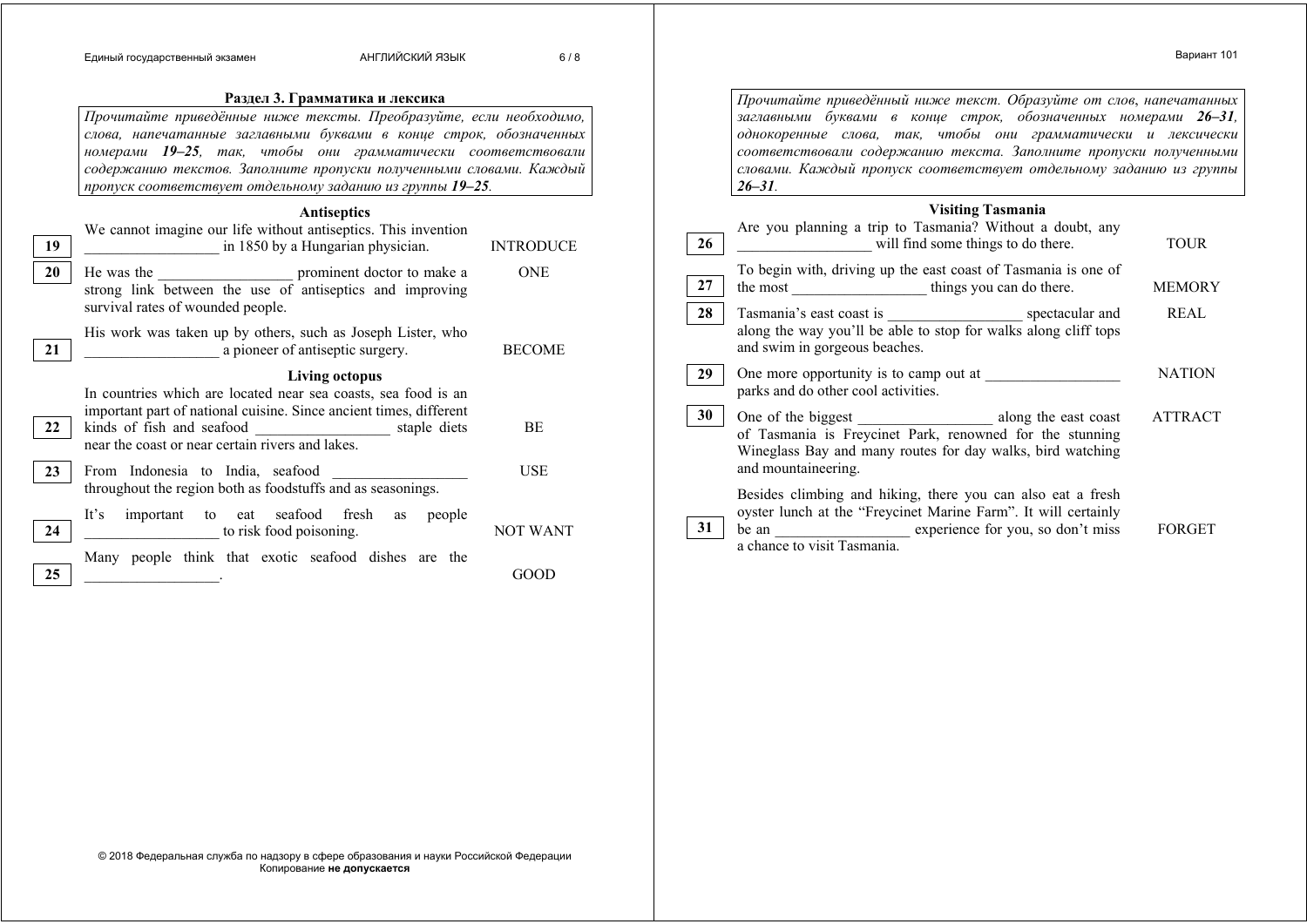## Раздел 3. Грамматика и лексика

*Прочитайте приведённые ниже тексты. Преобразуйте, если необходимо, слова, напечатанные заглавными буквами в конце строк, обозначенных номерами **19–25**, так, чтобы они грамматически соответствовали содержанию текстов. Заполните пропуски полученными словами. Каждый пропуск соответствует отдельному заданию из группы **19–25**.*

### Antiseptics

| № | Текст | Слово |
|---|---|---|
| | We cannot imagine our life without antiseptics. This invention | |
| 19 | _________________ in 1850 by a Hungarian physician. | INTRODUCE |
| 20 | He was the _________________ prominent doctor to make a strong link between the use of antiseptics and improving survival rates of wounded people. | ONE |
| | His work was taken up by others, such as Joseph Lister, who | |
| 21 | _________________ a pioneer of antiseptic surgery. | BECOME |

### Living octopus

| № | Текст | Слово |
|---|---|---|
| | In countries which are located near sea coasts, sea food is an important part of national cuisine. Since ancient times, different | |
| 22 | kinds of fish and seafood _________________ staple diets near the coast or near certain rivers and lakes. | BE |
| 23 | From Indonesia to India, seafood _________________ throughout the region both as foodstuffs and as seasonings. | USE |
| | It's important to eat seafood fresh as people | |
| 24 | _________________ to risk food poisoning. | NOT WANT |
| | Many people think that exotic seafood dishes are the | |
| 25 | _________________. | GOOD |

*Прочитайте приведённый ниже текст. Образуйте от слов, напечатанных заглавными буквами в конце строк, обозначенных номерами **26–31**, однокоренные слова, так, чтобы они грамматически и лексически соответствовали содержанию текста. Заполните пропуски полученными словами. Каждый пропуск соответствует отдельному заданию из группы **26–31**.*

### Visiting Tasmania

| № | Текст | Слово |
|---|---|---|
| | Are you planning a trip to Tasmania? Without a doubt, any | |
| 26 | _________________ will find some things to do there. | TOUR |
| | To begin with, driving up the east coast of Tasmania is one of | |
| 27 | the most _________________ things you can do there. | MEMORY |
| 28 | Tasmania's east coast is _________________ spectacular and along the way you'll be able to stop for walks along cliff tops and swim in gorgeous beaches. | REAL |
| 29 | One more opportunity is to camp out at _________________ parks and do other cool activities. | NATION |
| 30 | One of the biggest _________________ along the east coast of Tasmania is Freycinet Park, renowned for the stunning Wineglass Bay and many routes for day walks, bird watching and mountaineering. | ATTRACT |
| | Besides climbing and hiking, there you can also eat a fresh oyster lunch at the "Freycinet Marine Farm". It will certainly | |
| 31 | be an _________________ experience for you, so don't miss a chance to visit Tasmania. | FORGET |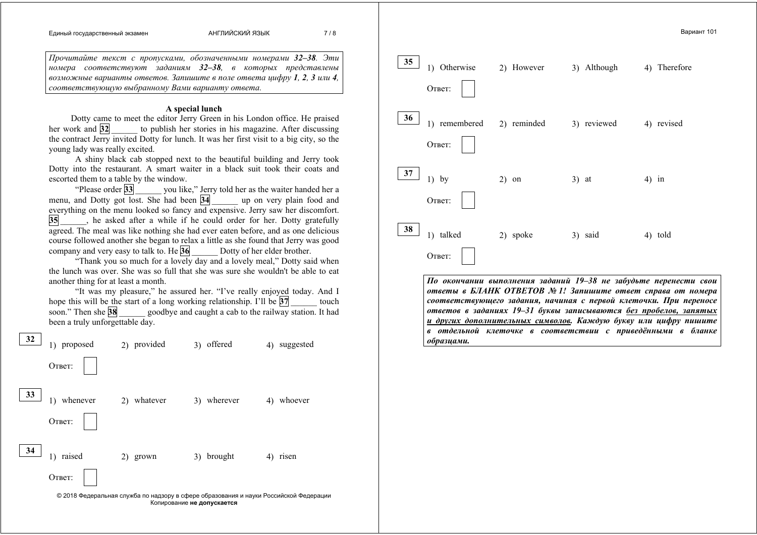*Прочитайте текст с пропусками, обозначенными номерами **32–38**. Эти номера соответствуют заданиям **32–38**, в которых представлены возможные варианты ответов. Запишите в поле ответа цифру **1**, **2**, **3** или **4**, соответствующую выбранному Вами варианту ответа.*

**A special lunch**

Dotty came to meet the editor Jerry Green in his London office. He praised her work and **32** ______ to publish her stories in his magazine. After discussing the contract Jerry invited Dotty for lunch. It was her first visit to a big city, so the young lady was really excited.

A shiny black cab stopped next to the beautiful building and Jerry took Dotty into the restaurant. A smart waiter in a black suit took their coats and escorted them to a table by the window.

"Please order **33** ______ you like," Jerry told her as the waiter handed her a menu, and Dotty got lost. She had been **34** ______ up on very plain food and everything on the menu looked so fancy and expensive. Jerry saw her discomfort. **35** ______, he asked after a while if he could order for her. Dotty gratefully agreed. The meal was like nothing she had ever eaten before, and as one delicious course followed another she began to relax a little as she found that Jerry was good company and very easy to talk to. He **36** ______ Dotty of her elder brother.

"Thank you so much for a lovely day and a lovely meal," Dotty said when the lunch was over. She was so full that she was sure she wouldn't be able to eat another thing for at least a month.

"It was my pleasure," he assured her. "I've really enjoyed today. And I hope this will be the start of a long working relationship. I'll be **37** ______ touch soon." Then she **38** ______ goodbye and caught a cab to the railway station. It had been a truly unforgettable day.

**32** 1) proposed 2) provided 3) offered 4) suggested

Ответ: ☐

**33** 1) whenever 2) whatever 3) wherever 4) whoever

Ответ: ☐

**34** 1) raised 2) grown 3) brought 4) risen

Ответ: ☐

**35** 1) Otherwise 2) However 3) Although 4) Therefore

Ответ: ☐

**36** 1) remembered 2) reminded 3) reviewed 4) revised

Ответ: ☐

**37** 1) by 2) on 3) at 4) in

Ответ: ☐

**38** 1) talked 2) spoke 3) said 4) told

Ответ: ☐

***По окончании выполнения заданий 19–38 не забудьте перенести свои ответы в БЛАНК ОТВЕТОВ № 1! Запишите ответ справа от номера соответствующего задания, начиная с первой клеточки. При переносе ответов в заданиях 19–31 буквы записываются <u>без пробелов, запятых и других дополнительных символов</u>. Каждую букву или цифру пишите в отдельной клеточке в соответствии с приведёнными в бланке образцами.***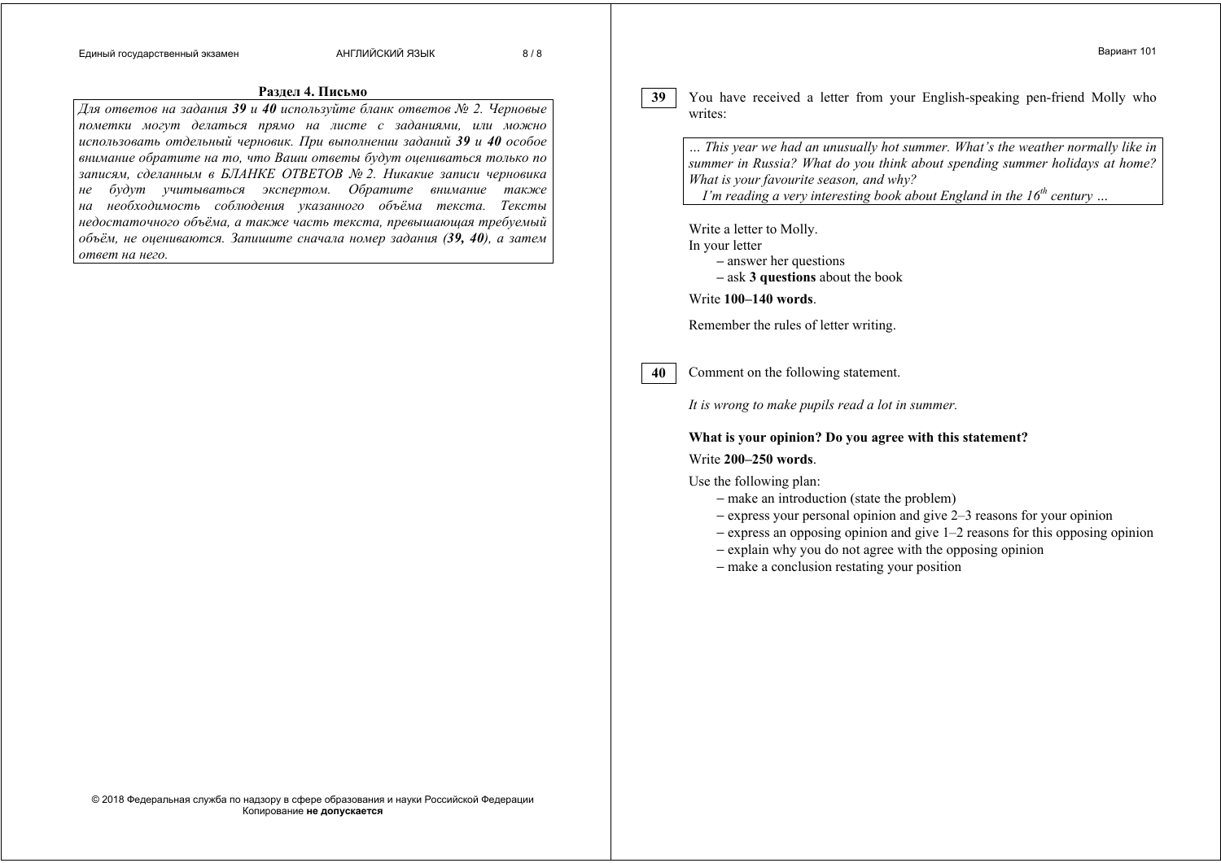## Раздел 4. Письмо

*Для ответов на задания **39** и **40** используйте бланк ответов № 2. Черновые пометки могут делаться прямо на листе с заданиями, или можно использовать отдельный черновик. При выполнении заданий **39** и **40** особое внимание обратите на то, что Ваши ответы будут оцениваться только по записям, сделанным в БЛАНКЕ ОТВЕТОВ № 2. Никакие записи черновика не будут учитываться экспертом. Обратите внимание также на необходимость соблюдения указанного объёма текста. Тексты недостаточного объёма, а также часть текста, превышающая требуемый объём, не оцениваются. Запишите сначала номер задания (**39, 40**), а затем ответ на него.*

**39** You have received a letter from your English-speaking pen-friend Molly who writes:

> *… This year we had an unusually hot summer. What's the weather normally like in summer in Russia? What do you think about spending summer holidays at home? What is your favourite season, and why?*
>
> *I'm reading a very interesting book about England in the 16th century …*

Write a letter to Molly.

In your letter

– answer her questions

– ask **3 questions** about the book

Write **100–140 words**.

Remember the rules of letter writing.

**40** Comment on the following statement.

*It is wrong to make pupils read a lot in summer.*

**What is your opinion? Do you agree with this statement?**

Write **200–250 words**.

Use the following plan:

– make an introduction (state the problem)

– express your personal opinion and give 2–3 reasons for your opinion

– express an opposing opinion and give 1–2 reasons for this opposing opinion

– explain why you do not agree with the opposing opinion

– make a conclusion restating your position

© 2018 Федеральная служба по надзору в сфере образования и науки Российской Федерации
Копирование **не допускается**